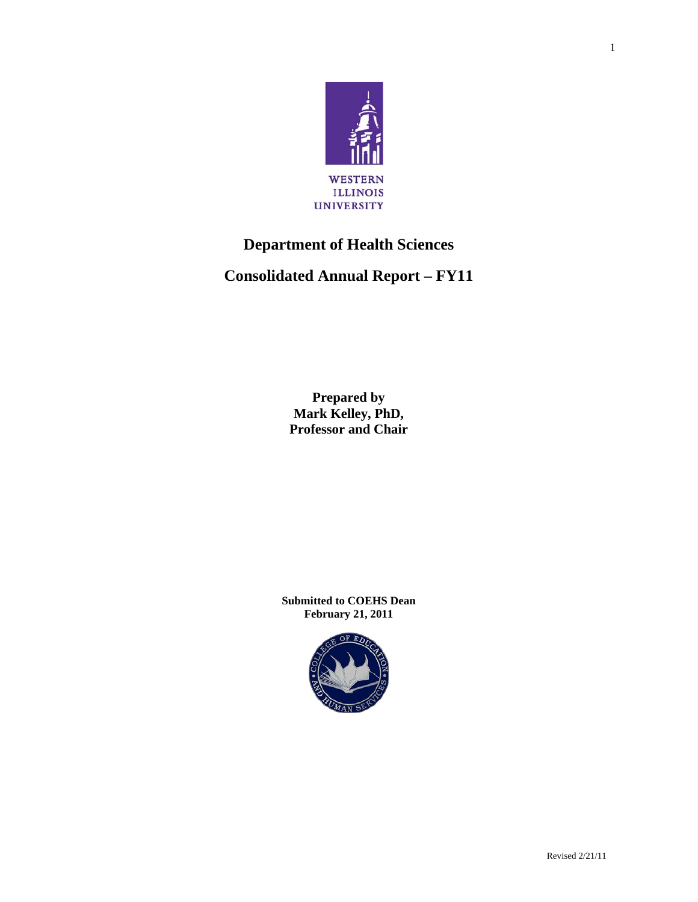WESTERN
ILLINOIS
UNIVERSITY

# Department of Health Sciences

# Consolidated Annual Report – FY11

**Prepared by**
**Mark Kelley, PhD,**
**Professor and Chair**

**Submitted to COEHS Dean**
**February 21, 2011**

Revised 2/21/11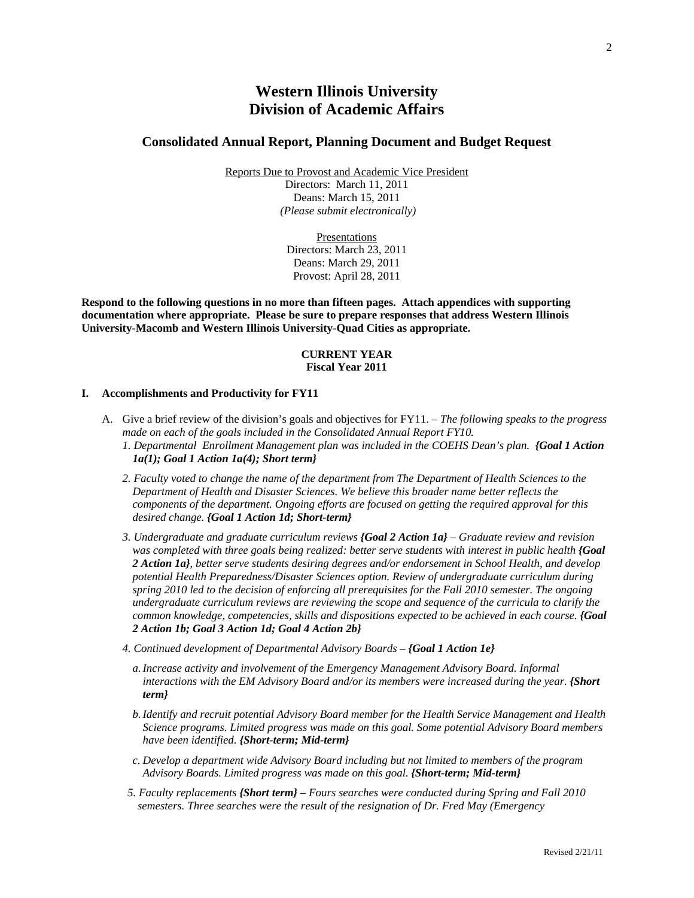# Western Illinois University
# Division of Academic Affairs

## Consolidated Annual Report, Planning Document and Budget Request

<u>Reports Due to Provost and Academic Vice President</u>
Directors: March 11, 2011
Deans: March 15, 2011
*(Please submit electronically)*

<u>Presentations</u>
Directors: March 23, 2011
Deans: March 29, 2011
Provost: April 28, 2011

**Respond to the following questions in no more than fifteen pages. Attach appendices with supporting documentation where appropriate. Please be sure to prepare responses that address Western Illinois University-Macomb and Western Illinois University-Quad Cities as appropriate.**

**CURRENT YEAR**
**Fiscal Year 2011**

### I. Accomplishments and Productivity for FY11

A. Give a brief review of the division's goals and objectives for FY11. – *The following speaks to the progress made on each of the goals included in the Consolidated Annual Report FY10.*

1. *Departmental Enrollment Management plan was included in the COEHS Dean's plan.* ***{Goal 1 Action 1a(1); Goal 1 Action 1a(4); Short term}***

2. *Faculty voted to change the name of the department from The Department of Health Sciences to the Department of Health and Disaster Sciences. We believe this broader name better reflects the components of the department. Ongoing efforts are focused on getting the required approval for this desired change.* ***{Goal 1 Action 1d; Short-term}***

3. *Undergraduate and graduate curriculum reviews* ***{Goal 2 Action 1a}*** *– Graduate review and revision was completed with three goals being realized: better serve students with interest in public health* ***{Goal 2 Action 1a}****, better serve students desiring degrees and/or endorsement in School Health, and develop potential Health Preparedness/Disaster Sciences option. Review of undergraduate curriculum during spring 2010 led to the decision of enforcing all prerequisites for the Fall 2010 semester. The ongoing undergraduate curriculum reviews are reviewing the scope and sequence of the curricula to clarify the common knowledge, competencies, skills and dispositions expected to be achieved in each course.* ***{Goal 2 Action 1b; Goal 3 Action 1d; Goal 4 Action 2b}***

4. *Continued development of Departmental Advisory Boards –* ***{Goal 1 Action 1e}***

   a. *Increase activity and involvement of the Emergency Management Advisory Board. Informal interactions with the EM Advisory Board and/or its members were increased during the year.* ***{Short term}***

   b. *Identify and recruit potential Advisory Board member for the Health Service Management and Health Science programs. Limited progress was made on this goal. Some potential Advisory Board members have been identified.* ***{Short-term; Mid-term}***

   c. *Develop a department wide Advisory Board including but not limited to members of the program Advisory Boards. Limited progress was made on this goal.* ***{Short-term; Mid-term}***

5. *Faculty replacements* ***{Short term}*** *– Fours searches were conducted during Spring and Fall 2010 semesters. Three searches were the result of the resignation of Dr. Fred May (Emergency*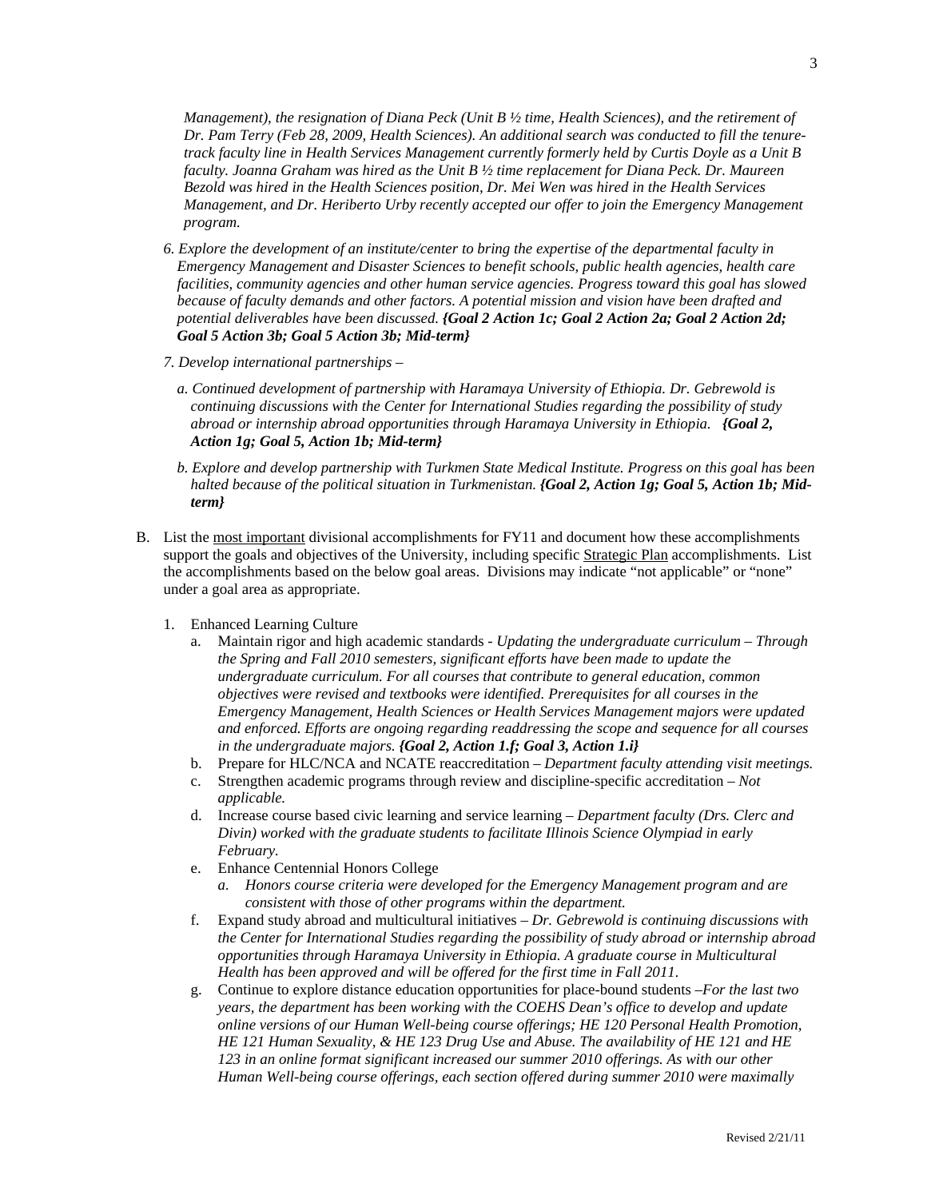*Management), the resignation of Diana Peck (Unit B ½ time, Health Sciences), and the retirement of Dr. Pam Terry (Feb 28, 2009, Health Sciences). An additional search was conducted to fill the tenure-track faculty line in Health Services Management currently formerly held by Curtis Doyle as a Unit B faculty. Joanna Graham was hired as the Unit B ½ time replacement for Diana Peck. Dr. Maureen Bezold was hired in the Health Sciences position, Dr. Mei Wen was hired in the Health Services Management, and Dr. Heriberto Urby recently accepted our offer to join the Emergency Management program.*

6. *Explore the development of an institute/center to bring the expertise of the departmental faculty in Emergency Management and Disaster Sciences to benefit schools, public health agencies, health care facilities, community agencies and other human service agencies. Progress toward this goal has slowed because of faculty demands and other factors. A potential mission and vision have been drafted and potential deliverables have been discussed.* ***{Goal 2 Action 1c; Goal 2 Action 2a; Goal 2 Action 2d; Goal 5 Action 3b; Goal 5 Action 3b; Mid-term}***

7. *Develop international partnerships –*

   a. *Continued development of partnership with Haramaya University of Ethiopia. Dr. Gebrewold is continuing discussions with the Center for International Studies regarding the possibility of study abroad or internship abroad opportunities through Haramaya University in Ethiopia.* ***{Goal 2, Action 1g; Goal 5, Action 1b; Mid-term}***

   b. *Explore and develop partnership with Turkmen State Medical Institute. Progress on this goal has been halted because of the political situation in Turkmenistan.* ***{Goal 2, Action 1g; Goal 5, Action 1b; Mid-term}***

B. List the <u>most important</u> divisional accomplishments for FY11 and document how these accomplishments support the goals and objectives of the University, including specific <u>Strategic Plan</u> accomplishments. List the accomplishments based on the below goal areas. Divisions may indicate "not applicable" or "none" under a goal area as appropriate.

   1. Enhanced Learning Culture
      a. Maintain rigor and high academic standards - *Updating the undergraduate curriculum – Through the Spring and Fall 2010 semesters, significant efforts have been made to update the undergraduate curriculum. For all courses that contribute to general education, common objectives were revised and textbooks were identified. Prerequisites for all courses in the Emergency Management, Health Sciences or Health Services Management majors were updated and enforced. Efforts are ongoing regarding readdressing the scope and sequence for all courses in the undergraduate majors.* ***{Goal 2, Action 1.f; Goal 3, Action 1.i}***
      b. Prepare for HLC/NCA and NCATE reaccreditation – *Department faculty attending visit meetings.*
      c. Strengthen academic programs through review and discipline-specific accreditation – *Not applicable.*
      d. Increase course based civic learning and service learning – *Department faculty (Drs. Clerc and Divin) worked with the graduate students to facilitate Illinois Science Olympiad in early February.*
      e. Enhance Centennial Honors College
         a. *Honors course criteria were developed for the Emergency Management program and are consistent with those of other programs within the department.*
      f. Expand study abroad and multicultural initiatives – *Dr. Gebrewold is continuing discussions with the Center for International Studies regarding the possibility of study abroad or internship abroad opportunities through Haramaya University in Ethiopia. A graduate course in Multicultural Health has been approved and will be offered for the first time in Fall 2011.*
      g. Continue to explore distance education opportunities for place-bound students –*For the last two years, the department has been working with the COEHS Dean's office to develop and update online versions of our Human Well-being course offerings; HE 120 Personal Health Promotion, HE 121 Human Sexuality, & HE 123 Drug Use and Abuse. The availability of HE 121 and HE 123 in an online format significant increased our summer 2010 offerings. As with our other Human Well-being course offerings, each section offered during summer 2010 were maximally*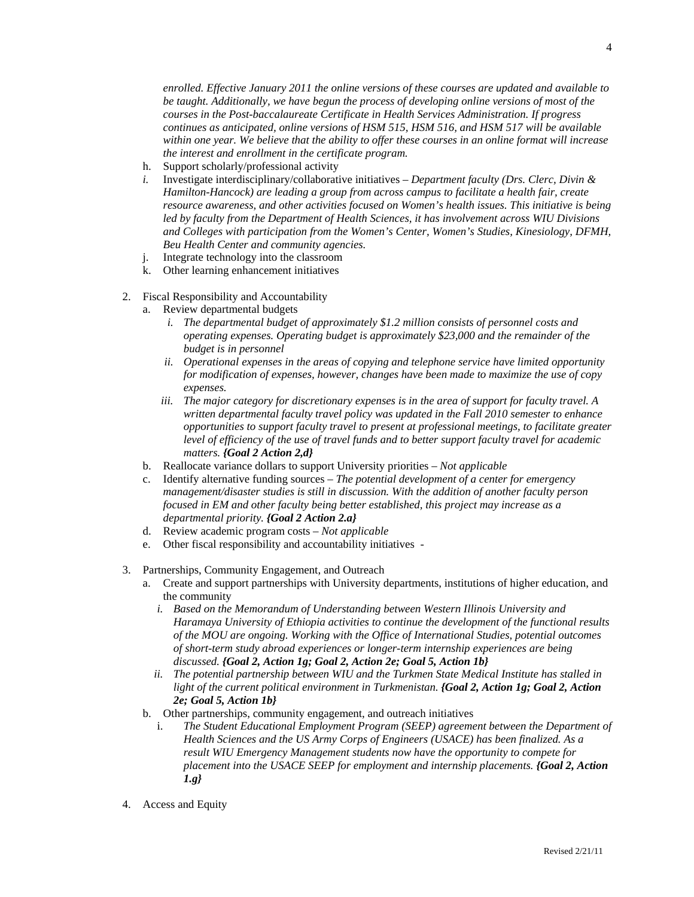*enrolled. Effective January 2011 the online versions of these courses are updated and available to be taught. Additionally, we have begun the process of developing online versions of most of the courses in the Post-baccalaureate Certificate in Health Services Administration. If progress continues as anticipated, online versions of HSM 515, HSM 516, and HSM 517 will be available within one year. We believe that the ability to offer these courses in an online format will increase the interest and enrollment in the certificate program.*

   h. Support scholarly/professional activity
   i. Investigate interdisciplinary/collaborative initiatives – *Department faculty (Drs. Clerc, Divin & Hamilton-Hancock) are leading a group from across campus to facilitate a health fair, create resource awareness, and other activities focused on Women's health issues. This initiative is being led by faculty from the Department of Health Sciences, it has involvement across WIU Divisions and Colleges with participation from the Women's Center, Women's Studies, Kinesiology, DFMH, Beu Health Center and community agencies.*
   j. Integrate technology into the classroom
   k. Other learning enhancement initiatives

2. Fiscal Responsibility and Accountability
   a. Review departmental budgets
      i. *The departmental budget of approximately $1.2 million consists of personnel costs and operating expenses. Operating budget is approximately $23,000 and the remainder of the budget is in personnel*
      ii. *Operational expenses in the areas of copying and telephone service have limited opportunity for modification of expenses, however, changes have been made to maximize the use of copy expenses.*
      iii. *The major category for discretionary expenses is in the area of support for faculty travel. A written departmental faculty travel policy was updated in the Fall 2010 semester to enhance opportunities to support faculty travel to present at professional meetings, to facilitate greater level of efficiency of the use of travel funds and to better support faculty travel for academic matters.* ***{Goal 2 Action 2,d}***
   b. Reallocate variance dollars to support University priorities – *Not applicable*
   c. Identify alternative funding sources – *The potential development of a center for emergency management/disaster studies is still in discussion. With the addition of another faculty person focused in EM and other faculty being better established, this project may increase as a departmental priority.* ***{Goal 2 Action 2.a}***
   d. Review academic program costs – *Not applicable*
   e. Other fiscal responsibility and accountability initiatives -

3. Partnerships, Community Engagement, and Outreach
   a. Create and support partnerships with University departments, institutions of higher education, and the community
      i. *Based on the Memorandum of Understanding between Western Illinois University and Haramaya University of Ethiopia activities to continue the development of the functional results of the MOU are ongoing. Working with the Office of International Studies, potential outcomes of short-term study abroad experiences or longer-term internship experiences are being discussed.* ***{Goal 2, Action 1g; Goal 2, Action 2e; Goal 5, Action 1b}***
      ii. *The potential partnership between WIU and the Turkmen State Medical Institute has stalled in light of the current political environment in Turkmenistan.* ***{Goal 2, Action 1g; Goal 2, Action 2e; Goal 5, Action 1b}***
   b. Other partnerships, community engagement, and outreach initiatives
      i. *The Student Educational Employment Program (SEEP) agreement between the Department of Health Sciences and the US Army Corps of Engineers (USACE) has been finalized. As a result WIU Emergency Management students now have the opportunity to compete for placement into the USACE SEEP for employment and internship placements.* ***{Goal 2, Action 1.g}***

4. Access and Equity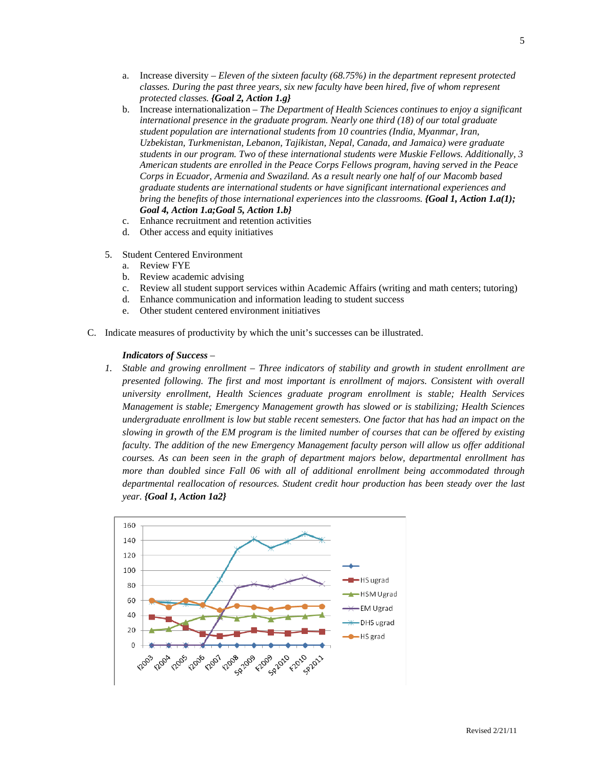a. Increase diversity – *Eleven of the sixteen faculty (68.75%) in the department represent protected classes. During the past three years, six new faculty have been hired, five of whom represent protected classes.* ***{Goal 2, Action 1.g}***

b. Increase internationalization – *The Department of Health Sciences continues to enjoy a significant international presence in the graduate program. Nearly one third (18) of our total graduate student population are international students from 10 countries (India, Myanmar, Iran, Uzbekistan, Turkmenistan, Lebanon, Tajikistan, Nepal, Canada, and Jamaica) were graduate students in our program. Two of these international students were Muskie Fellows. Additionally, 3 American students are enrolled in the Peace Corps Fellows program, having served in the Peace Corps in Ecuador, Armenia and Swaziland. As a result nearly one half of our Macomb based graduate students are international students or have significant international experiences and bring the benefits of those international experiences into the classrooms.* ***{Goal 1, Action 1.a(1); Goal 4, Action 1.a;Goal 5, Action 1.b}***

c. Enhance recruitment and retention activities

d. Other access and equity initiatives

5. Student Centered Environment
   a. Review FYE
   b. Review academic advising
   c. Review all student support services within Academic Affairs (writing and math centers; tutoring)
   d. Enhance communication and information leading to student success
   e. Other student centered environment initiatives

C. Indicate measures of productivity by which the unit's successes can be illustrated.

***Indicators of Success*** –

1. *Stable and growing enrollment – Three indicators of stability and growth in student enrollment are presented following. The first and most important is enrollment of majors. Consistent with overall university enrollment, Health Sciences graduate program enrollment is stable; Health Services Management is stable; Emergency Management growth has slowed or is stabilizing; Health Sciences undergraduate enrollment is low but stable recent semesters. One factor that has had an impact on the slowing in growth of the EM program is the limited number of courses that can be offered by existing faculty. The addition of the new Emergency Management faculty person will allow us offer additional courses. As can been seen in the graph of department majors below, departmental enrollment has more than doubled since Fall 06 with all of additional enrollment being accommodated through departmental reallocation of resources. Student credit hour production has been steady over the last year.* ***{Goal 1, Action 1a2}***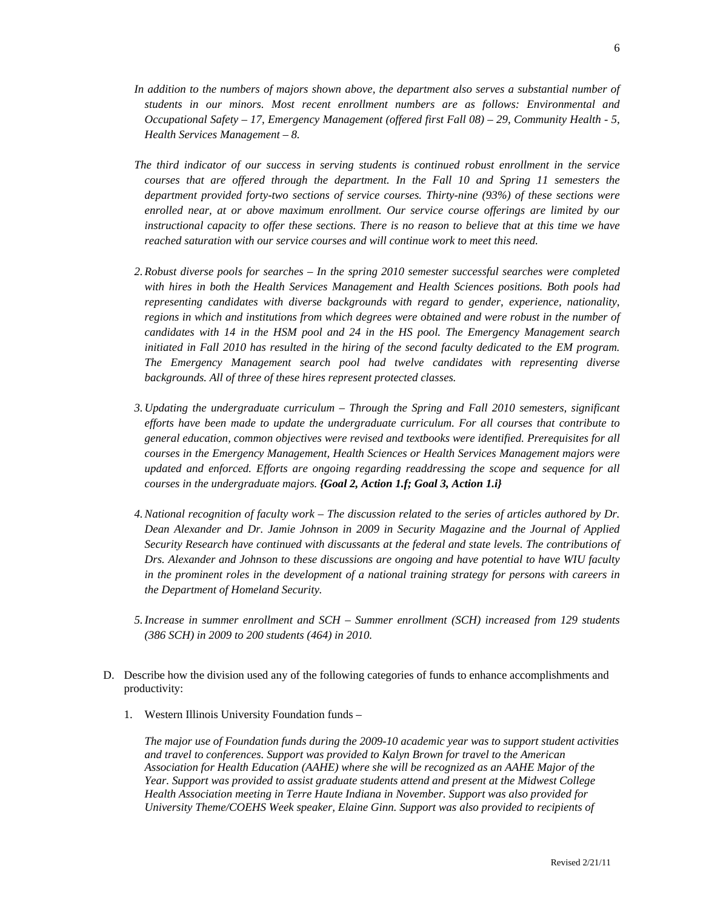*In addition to the numbers of majors shown above, the department also serves a substantial number of students in our minors. Most recent enrollment numbers are as follows: Environmental and Occupational Safety – 17, Emergency Management (offered first Fall 08) – 29, Community Health - 5, Health Services Management – 8.*

*The third indicator of our success in serving students is continued robust enrollment in the service courses that are offered through the department. In the Fall 10 and Spring 11 semesters the department provided forty-two sections of service courses. Thirty-nine (93%) of these sections were enrolled near, at or above maximum enrollment. Our service course offerings are limited by our instructional capacity to offer these sections. There is no reason to believe that at this time we have reached saturation with our service courses and will continue work to meet this need.*

2. *Robust diverse pools for searches – In the spring 2010 semester successful searches were completed with hires in both the Health Services Management and Health Sciences positions. Both pools had representing candidates with diverse backgrounds with regard to gender, experience, nationality, regions in which and institutions from which degrees were obtained and were robust in the number of candidates with 14 in the HSM pool and 24 in the HS pool. The Emergency Management search initiated in Fall 2010 has resulted in the hiring of the second faculty dedicated to the EM program. The Emergency Management search pool had twelve candidates with representing diverse backgrounds. All of three of these hires represent protected classes.*

3. *Updating the undergraduate curriculum – Through the Spring and Fall 2010 semesters, significant efforts have been made to update the undergraduate curriculum. For all courses that contribute to general education, common objectives were revised and textbooks were identified. Prerequisites for all courses in the Emergency Management, Health Sciences or Health Services Management majors were updated and enforced. Efforts are ongoing regarding readdressing the scope and sequence for all courses in the undergraduate majors.* ***{Goal 2, Action 1.f; Goal 3, Action 1.i}***

4. *National recognition of faculty work – The discussion related to the series of articles authored by Dr. Dean Alexander and Dr. Jamie Johnson in 2009 in Security Magazine and the Journal of Applied Security Research have continued with discussants at the federal and state levels. The contributions of Drs. Alexander and Johnson to these discussions are ongoing and have potential to have WIU faculty in the prominent roles in the development of a national training strategy for persons with careers in the Department of Homeland Security.*

5. *Increase in summer enrollment and SCH – Summer enrollment (SCH) increased from 129 students (386 SCH) in 2009 to 200 students (464) in 2010.*

D. Describe how the division used any of the following categories of funds to enhance accomplishments and productivity:

1. Western Illinois University Foundation funds –

   *The major use of Foundation funds during the 2009-10 academic year was to support student activities and travel to conferences. Support was provided to Kalyn Brown for travel to the American Association for Health Education (AAHE) where she will be recognized as an AAHE Major of the Year. Support was provided to assist graduate students attend and present at the Midwest College Health Association meeting in Terre Haute Indiana in November. Support was also provided for University Theme/COEHS Week speaker, Elaine Ginn. Support was also provided to recipients of*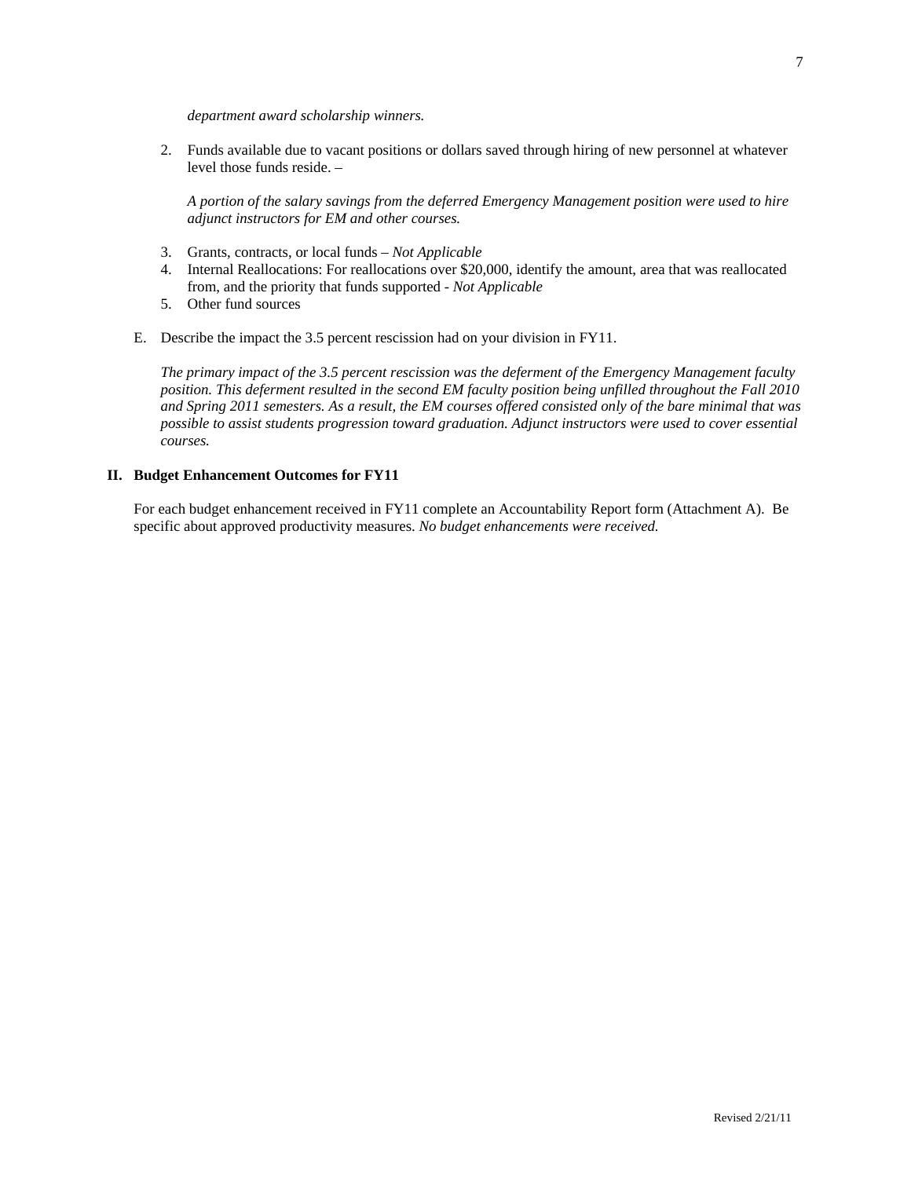*department award scholarship winners.*

2. Funds available due to vacant positions or dollars saved through hiring of new personnel at whatever level those funds reside. –

   *A portion of the salary savings from the deferred Emergency Management position were used to hire adjunct instructors for EM and other courses.*

3. Grants, contracts, or local funds – *Not Applicable*
4. Internal Reallocations: For reallocations over $20,000, identify the amount, area that was reallocated from, and the priority that funds supported - *Not Applicable*
5. Other fund sources

E. Describe the impact the 3.5 percent rescission had on your division in FY11.

*The primary impact of the 3.5 percent rescission was the deferment of the Emergency Management faculty position. This deferment resulted in the second EM faculty position being unfilled throughout the Fall 2010 and Spring 2011 semesters. As a result, the EM courses offered consisted only of the bare minimal that was possible to assist students progression toward graduation. Adjunct instructors were used to cover essential courses.*

## II. Budget Enhancement Outcomes for FY11

For each budget enhancement received in FY11 complete an Accountability Report form (Attachment A). Be specific about approved productivity measures. *No budget enhancements were received.*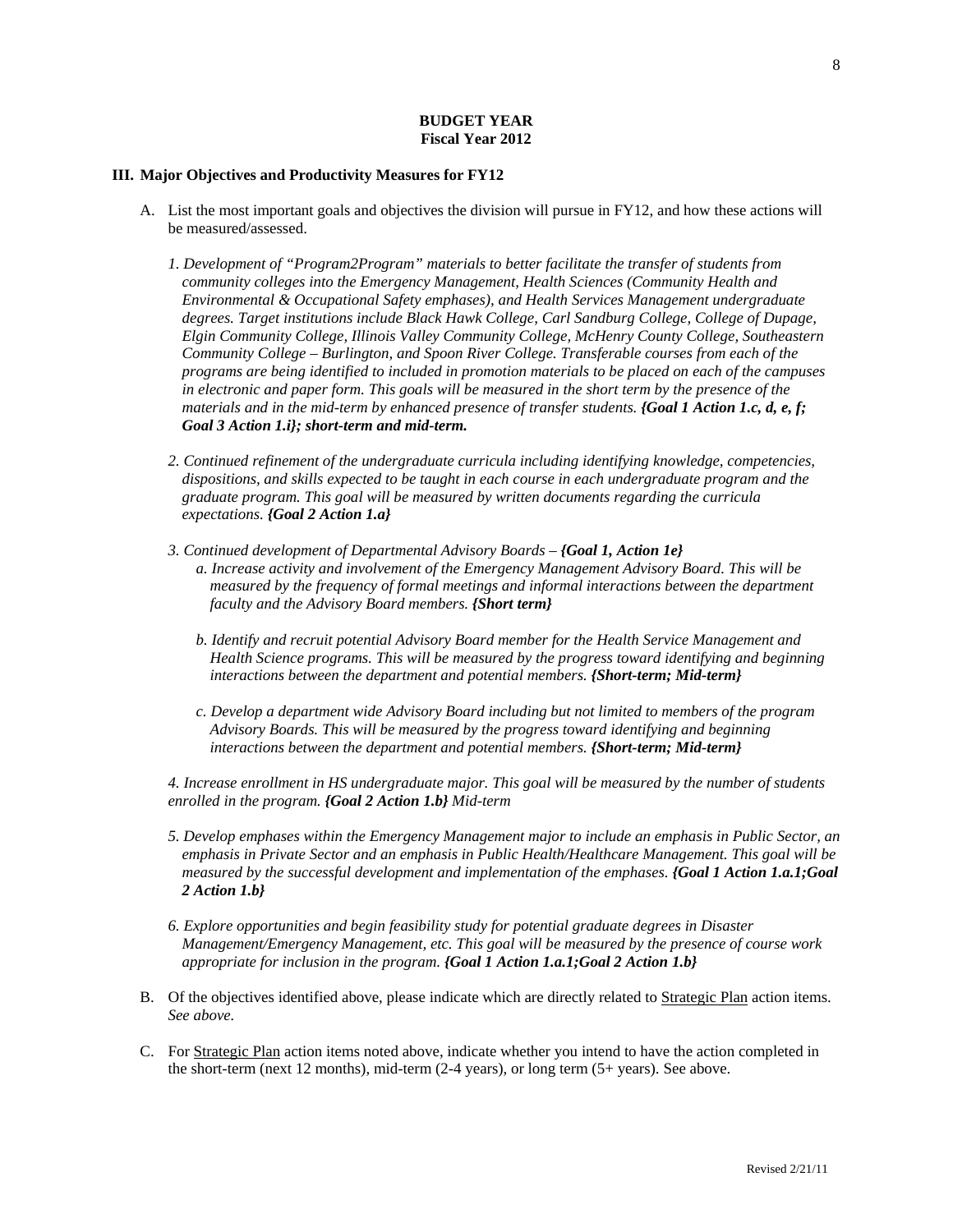**BUDGET YEAR**
**Fiscal Year 2012**

## III. Major Objectives and Productivity Measures for FY12

A. List the most important goals and objectives the division will pursue in FY12, and how these actions will be measured/assessed.

*1. Development of "Program2Program" materials to better facilitate the transfer of students from community colleges into the Emergency Management, Health Sciences (Community Health and Environmental & Occupational Safety emphases), and Health Services Management undergraduate degrees. Target institutions include Black Hawk College, Carl Sandburg College, College of Dupage, Elgin Community College, Illinois Valley Community College, McHenry County College, Southeastern Community College – Burlington, and Spoon River College. Transferable courses from each of the programs are being identified to included in promotion materials to be placed on each of the campuses in electronic and paper form. This goals will be measured in the short term by the presence of the materials and in the mid-term by enhanced presence of transfer students.* ***{Goal 1 Action 1.c, d, e, f; Goal 3 Action 1.i}; short-term and mid-term.***

*2. Continued refinement of the undergraduate curricula including identifying knowledge, competencies, dispositions, and skills expected to be taught in each course in each undergraduate program and the graduate program. This goal will be measured by written documents regarding the curricula expectations.* ***{Goal 2 Action 1.a}***

*3. Continued development of Departmental Advisory Boards –* ***{Goal 1, Action 1e}***

*a. Increase activity and involvement of the Emergency Management Advisory Board. This will be measured by the frequency of formal meetings and informal interactions between the department faculty and the Advisory Board members.* ***{Short term}***

*b. Identify and recruit potential Advisory Board member for the Health Service Management and Health Science programs. This will be measured by the progress toward identifying and beginning interactions between the department and potential members.* ***{Short-term; Mid-term}***

*c. Develop a department wide Advisory Board including but not limited to members of the program Advisory Boards. This will be measured by the progress toward identifying and beginning interactions between the department and potential members.* ***{Short-term; Mid-term}***

*4. Increase enrollment in HS undergraduate major. This goal will be measured by the number of students enrolled in the program.* ***{Goal 2 Action 1.b}*** *Mid-term*

*5. Develop emphases within the Emergency Management major to include an emphasis in Public Sector, an emphasis in Private Sector and an emphasis in Public Health/Healthcare Management. This goal will be measured by the successful development and implementation of the emphases.* ***{Goal 1 Action 1.a.1;Goal 2 Action 1.b}***

*6. Explore opportunities and begin feasibility study for potential graduate degrees in Disaster Management/Emergency Management, etc. This goal will be measured by the presence of course work appropriate for inclusion in the program.* ***{Goal 1 Action 1.a.1;Goal 2 Action 1.b}***

B. Of the objectives identified above, please indicate which are directly related to Strategic Plan action items. *See above.*

C. For Strategic Plan action items noted above, indicate whether you intend to have the action completed in the short-term (next 12 months), mid-term (2-4 years), or long term (5+ years). See above.

Revised 2/21/11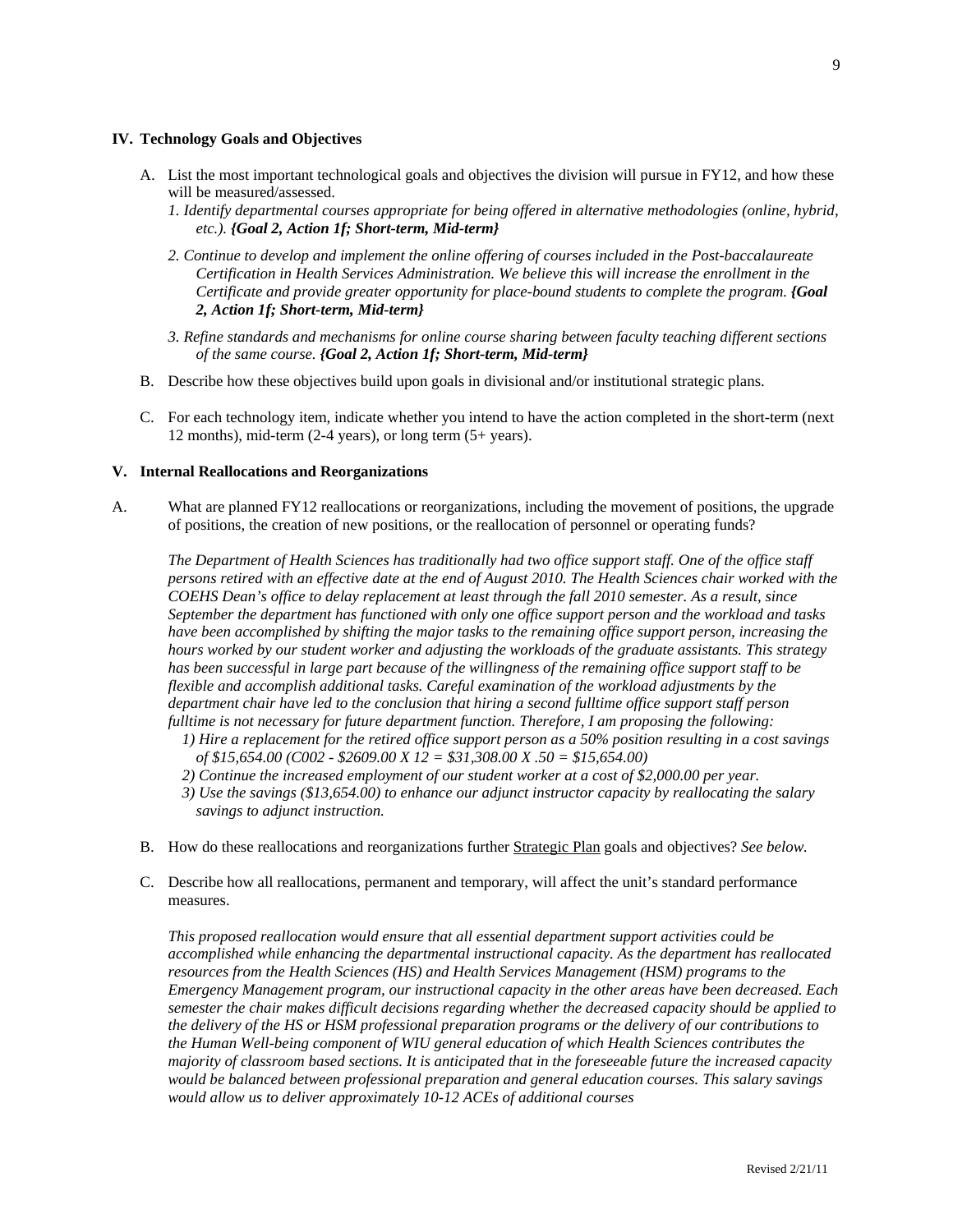### IV. Technology Goals and Objectives

A. List the most important technological goals and objectives the division will pursue in FY12, and how these will be measured/assessed.

*1. Identify departmental courses appropriate for being offered in alternative methodologies (online, hybrid, etc.).* ***{Goal 2, Action 1f; Short-term, Mid-term}***

*2. Continue to develop and implement the online offering of courses included in the Post-baccalaureate Certification in Health Services Administration. We believe this will increase the enrollment in the Certificate and provide greater opportunity for place-bound students to complete the program.* ***{Goal 2, Action 1f; Short-term, Mid-term}***

*3. Refine standards and mechanisms for online course sharing between faculty teaching different sections of the same course.* ***{Goal 2, Action 1f; Short-term, Mid-term}***

B. Describe how these objectives build upon goals in divisional and/or institutional strategic plans.

C. For each technology item, indicate whether you intend to have the action completed in the short-term (next 12 months), mid-term (2-4 years), or long term (5+ years).

### V. Internal Reallocations and Reorganizations

A. What are planned FY12 reallocations or reorganizations, including the movement of positions, the upgrade of positions, the creation of new positions, or the reallocation of personnel or operating funds?

*The Department of Health Sciences has traditionally had two office support staff. One of the office staff persons retired with an effective date at the end of August 2010. The Health Sciences chair worked with the COEHS Dean's office to delay replacement at least through the fall 2010 semester. As a result, since September the department has functioned with only one office support person and the workload and tasks have been accomplished by shifting the major tasks to the remaining office support person, increasing the hours worked by our student worker and adjusting the workloads of the graduate assistants. This strategy has been successful in large part because of the willingness of the remaining office support staff to be flexible and accomplish additional tasks. Careful examination of the workload adjustments by the department chair have led to the conclusion that hiring a second fulltime office support staff person fulltime is not necessary for future department function. Therefore, I am proposing the following:*

*1) Hire a replacement for the retired office support person as a 50% position resulting in a cost savings of $15,654.00 (C002 - $2609.00 X 12 = $31,308.00 X .50 = $15,654.00)*

*2) Continue the increased employment of our student worker at a cost of $2,000.00 per year.*

*3) Use the savings ($13,654.00) to enhance our adjunct instructor capacity by reallocating the salary savings to adjunct instruction.*

B. How do these reallocations and reorganizations further Strategic Plan goals and objectives? *See below.*

C. Describe how all reallocations, permanent and temporary, will affect the unit's standard performance measures.

*This proposed reallocation would ensure that all essential department support activities could be accomplished while enhancing the departmental instructional capacity. As the department has reallocated resources from the Health Sciences (HS) and Health Services Management (HSM) programs to the Emergency Management program, our instructional capacity in the other areas have been decreased. Each semester the chair makes difficult decisions regarding whether the decreased capacity should be applied to the delivery of the HS or HSM professional preparation programs or the delivery of our contributions to the Human Well-being component of WIU general education of which Health Sciences contributes the majority of classroom based sections. It is anticipated that in the foreseeable future the increased capacity would be balanced between professional preparation and general education courses. This salary savings would allow us to deliver approximately 10-12 ACEs of additional courses*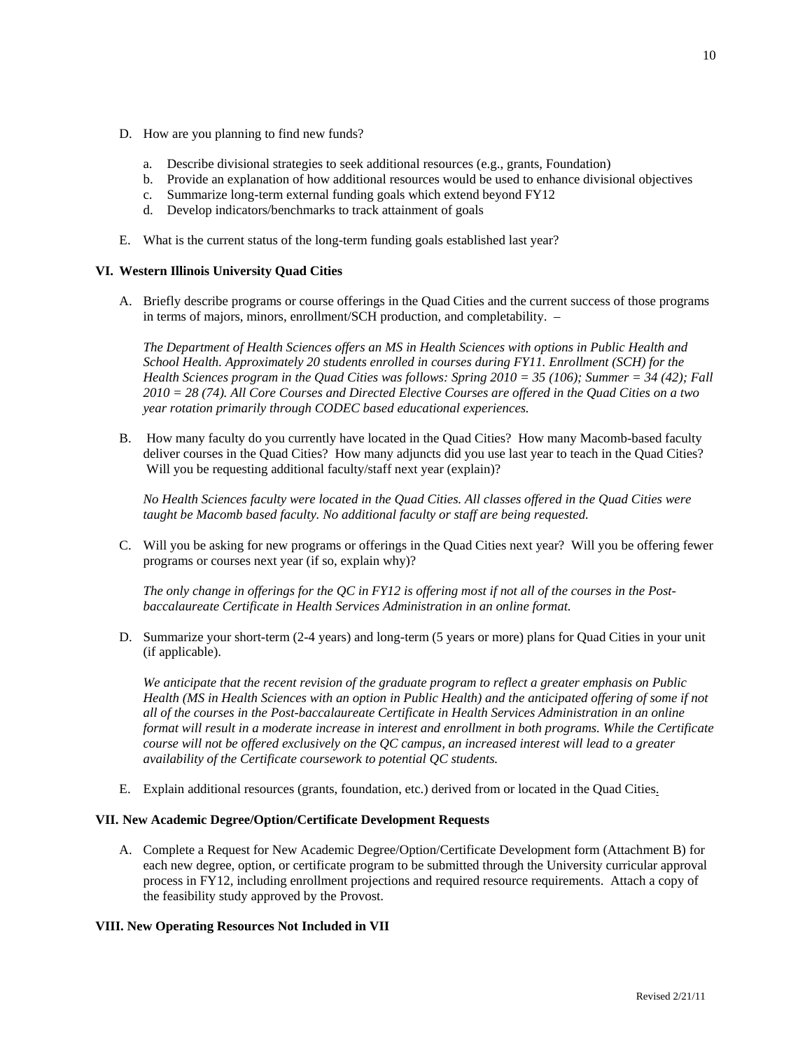D. How are you planning to find new funds?

   a. Describe divisional strategies to seek additional resources (e.g., grants, Foundation)
   b. Provide an explanation of how additional resources would be used to enhance divisional objectives
   c. Summarize long-term external funding goals which extend beyond FY12
   d. Develop indicators/benchmarks to track attainment of goals

E. What is the current status of the long-term funding goals established last year?

**VI. Western Illinois University Quad Cities**

A. Briefly describe programs or course offerings in the Quad Cities and the current success of those programs in terms of majors, minors, enrollment/SCH production, and completability. –

   *The Department of Health Sciences offers an MS in Health Sciences with options in Public Health and School Health. Approximately 20 students enrolled in courses during FY11. Enrollment (SCH) for the Health Sciences program in the Quad Cities was follows: Spring 2010 = 35 (106); Summer = 34 (42); Fall 2010 = 28 (74). All Core Courses and Directed Elective Courses are offered in the Quad Cities on a two year rotation primarily through CODEC based educational experiences.*

B. How many faculty do you currently have located in the Quad Cities? How many Macomb-based faculty deliver courses in the Quad Cities? How many adjuncts did you use last year to teach in the Quad Cities? Will you be requesting additional faculty/staff next year (explain)?

   *No Health Sciences faculty were located in the Quad Cities. All classes offered in the Quad Cities were taught be Macomb based faculty. No additional faculty or staff are being requested.*

C. Will you be asking for new programs or offerings in the Quad Cities next year? Will you be offering fewer programs or courses next year (if so, explain why)?

   *The only change in offerings for the QC in FY12 is offering most if not all of the courses in the Post-baccalaureate Certificate in Health Services Administration in an online format.*

D. Summarize your short-term (2-4 years) and long-term (5 years or more) plans for Quad Cities in your unit (if applicable).

   *We anticipate that the recent revision of the graduate program to reflect a greater emphasis on Public Health (MS in Health Sciences with an option in Public Health) and the anticipated offering of some if not all of the courses in the Post-baccalaureate Certificate in Health Services Administration in an online format will result in a moderate increase in interest and enrollment in both programs. While the Certificate course will not be offered exclusively on the QC campus, an increased interest will lead to a greater availability of the Certificate coursework to potential QC students.*

E. Explain additional resources (grants, foundation, etc.) derived from or located in the Quad Cities.

**VII. New Academic Degree/Option/Certificate Development Requests**

A. Complete a Request for New Academic Degree/Option/Certificate Development form (Attachment B) for each new degree, option, or certificate program to be submitted through the University curricular approval process in FY12, including enrollment projections and required resource requirements. Attach a copy of the feasibility study approved by the Provost.

**VIII. New Operating Resources Not Included in VII**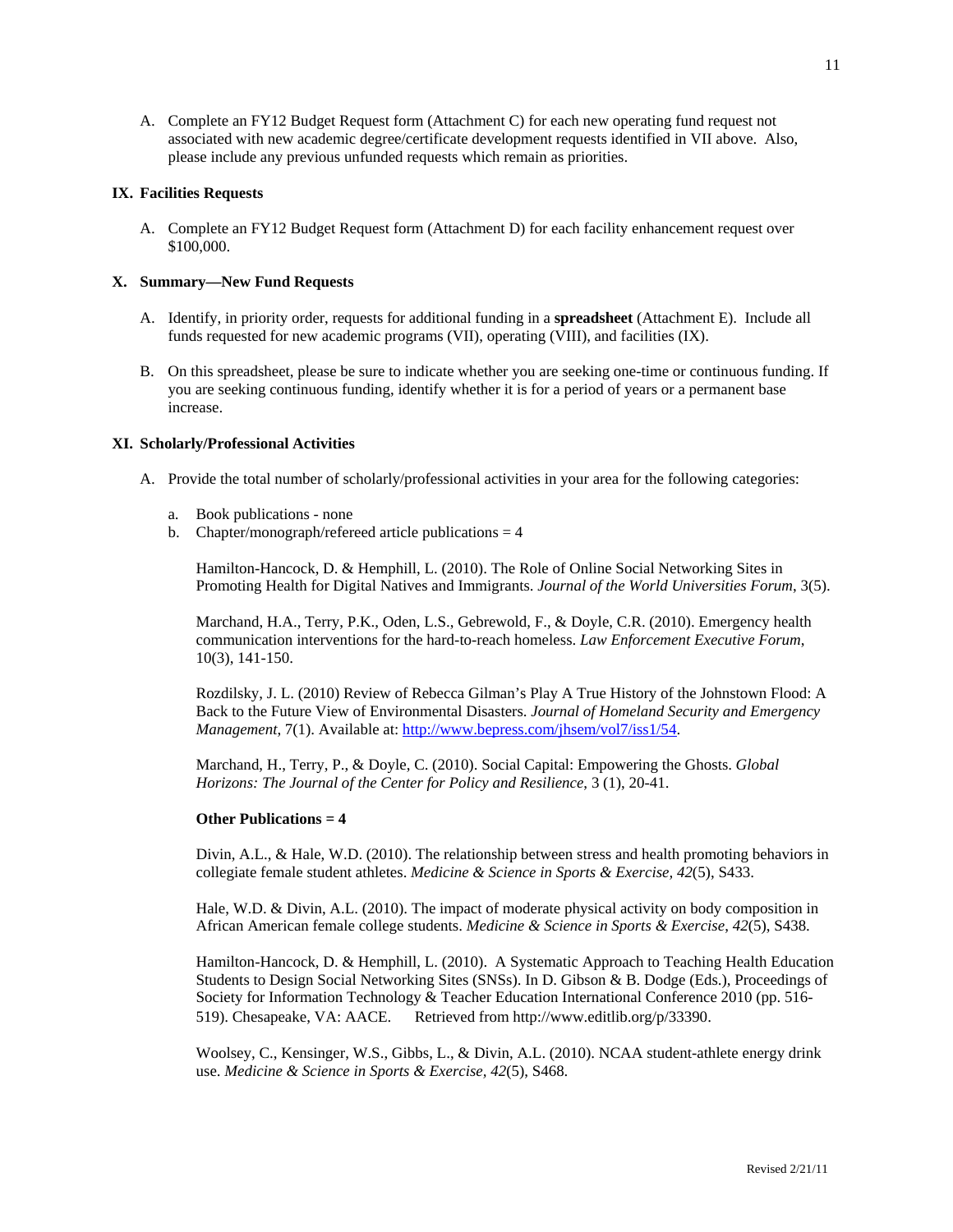A. Complete an FY12 Budget Request form (Attachment C) for each new operating fund request not associated with new academic degree/certificate development requests identified in VII above. Also, please include any previous unfunded requests which remain as priorities.

## IX. Facilities Requests

A. Complete an FY12 Budget Request form (Attachment D) for each facility enhancement request over $100,000.

## X. Summary—New Fund Requests

A. Identify, in priority order, requests for additional funding in a **spreadsheet** (Attachment E). Include all funds requested for new academic programs (VII), operating (VIII), and facilities (IX).

B. On this spreadsheet, please be sure to indicate whether you are seeking one-time or continuous funding. If you are seeking continuous funding, identify whether it is for a period of years or a permanent base increase.

## XI. Scholarly/Professional Activities

A. Provide the total number of scholarly/professional activities in your area for the following categories:

a. Book publications - none

b. Chapter/monograph/refereed article publications = 4

Hamilton-Hancock, D. & Hemphill, L. (2010). The Role of Online Social Networking Sites in Promoting Health for Digital Natives and Immigrants. *Journal of the World Universities Forum*, 3(5).

Marchand, H.A., Terry, P.K., Oden, L.S., Gebrewold, F., & Doyle, C.R. (2010). Emergency health communication interventions for the hard-to-reach homeless. *Law Enforcement Executive Forum*, 10(3), 141-150.

Rozdilsky, J. L. (2010) Review of Rebecca Gilman's Play A True History of the Johnstown Flood: A Back to the Future View of Environmental Disasters. *Journal of Homeland Security and Emergency Management*, 7(1). Available at: http://www.bepress.com/jhsem/vol7/iss1/54.

Marchand, H., Terry, P., & Doyle, C. (2010). Social Capital: Empowering the Ghosts. *Global Horizons: The Journal of the Center for Policy and Resilience*, 3 (1), 20-41.

**Other Publications = 4**

Divin, A.L., & Hale, W.D. (2010). The relationship between stress and health promoting behaviors in collegiate female student athletes. *Medicine & Science in Sports & Exercise, 42*(5), S433.

Hale, W.D. & Divin, A.L. (2010). The impact of moderate physical activity on body composition in African American female college students. *Medicine & Science in Sports & Exercise*, *42*(5), S438.

Hamilton-Hancock, D. & Hemphill, L. (2010). A Systematic Approach to Teaching Health Education Students to Design Social Networking Sites (SNSs). In D. Gibson & B. Dodge (Eds.), Proceedings of Society for Information Technology & Teacher Education International Conference 2010 (pp. 516-519). Chesapeake, VA: AACE. Retrieved from http://www.editlib.org/p/33390.

Woolsey, C., Kensinger, W.S., Gibbs, L., & Divin, A.L. (2010). NCAA student-athlete energy drink use. *Medicine & Science in Sports & Exercise*, *42*(5), S468.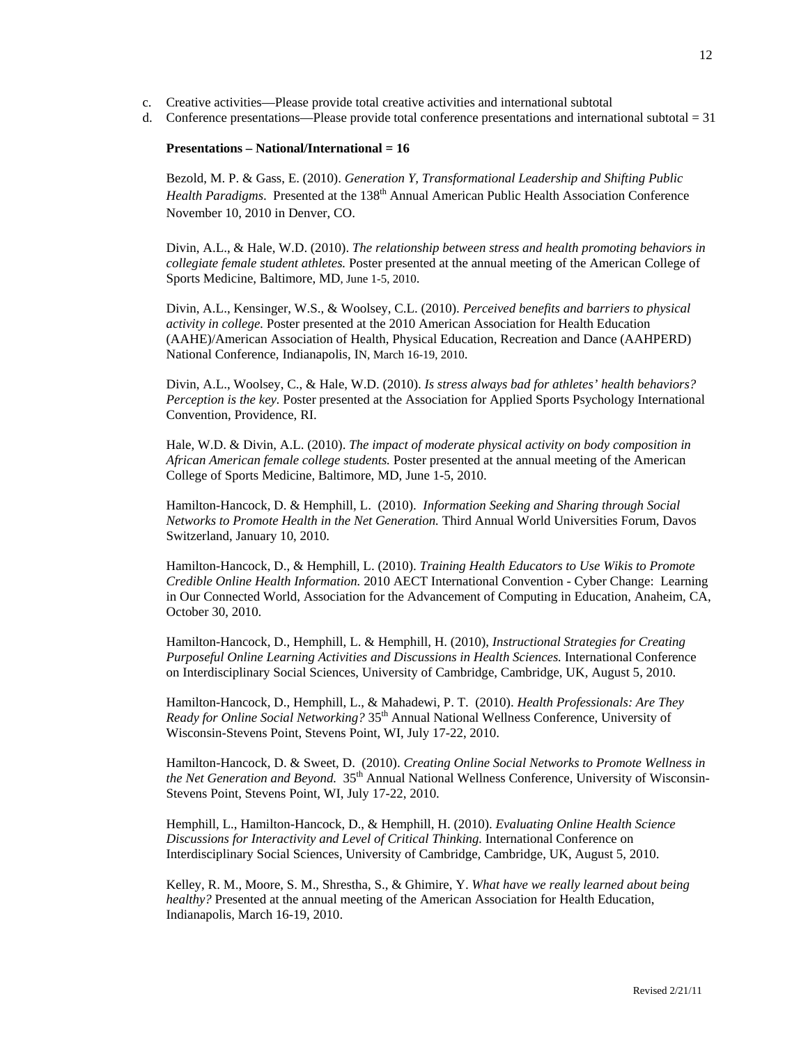c. Creative activities—Please provide total creative activities and international subtotal
d. Conference presentations—Please provide total conference presentations and international subtotal = 31

**Presentations – National/International = 16**

Bezold, M. P. & Gass, E. (2010). *Generation Y, Transformational Leadership and Shifting Public Health Paradigms*. Presented at the 138th Annual American Public Health Association Conference November 10, 2010 in Denver, CO.

Divin, A.L., & Hale, W.D. (2010). *The relationship between stress and health promoting behaviors in collegiate female student athletes.* Poster presented at the annual meeting of the American College of Sports Medicine, Baltimore, MD, June 1-5, 2010.

Divin, A.L., Kensinger, W.S., & Woolsey, C.L. (2010). *Perceived benefits and barriers to physical activity in college.* Poster presented at the 2010 American Association for Health Education (AAHE)/American Association of Health, Physical Education, Recreation and Dance (AAHPERD) National Conference, Indianapolis, IN, March 16-19, 2010.

Divin, A.L., Woolsey, C., & Hale, W.D. (2010). *Is stress always bad for athletes' health behaviors? Perception is the key.* Poster presented at the Association for Applied Sports Psychology International Convention, Providence, RI.

Hale, W.D. & Divin, A.L. (2010). *The impact of moderate physical activity on body composition in African American female college students.* Poster presented at the annual meeting of the American College of Sports Medicine, Baltimore, MD, June 1-5, 2010.

Hamilton-Hancock, D. & Hemphill, L. (2010). *Information Seeking and Sharing through Social Networks to Promote Health in the Net Generation.* Third Annual World Universities Forum, Davos Switzerland, January 10, 2010.

Hamilton-Hancock, D., & Hemphill, L. (2010). *Training Health Educators to Use Wikis to Promote Credible Online Health Information.* 2010 AECT International Convention - Cyber Change: Learning in Our Connected World, Association for the Advancement of Computing in Education, Anaheim, CA, October 30, 2010.

Hamilton-Hancock, D., Hemphill, L. & Hemphill, H. (2010), *Instructional Strategies for Creating Purposeful Online Learning Activities and Discussions in Health Sciences.* International Conference on Interdisciplinary Social Sciences, University of Cambridge, Cambridge, UK, August 5, 2010.

Hamilton-Hancock, D., Hemphill, L., & Mahadewi, P. T. (2010). *Health Professionals: Are They Ready for Online Social Networking?* 35th Annual National Wellness Conference, University of Wisconsin-Stevens Point, Stevens Point, WI, July 17-22, 2010.

Hamilton-Hancock, D. & Sweet, D. (2010). *Creating Online Social Networks to Promote Wellness in the Net Generation and Beyond.* 35th Annual National Wellness Conference, University of Wisconsin-Stevens Point, Stevens Point, WI, July 17-22, 2010.

Hemphill, L., Hamilton-Hancock, D., & Hemphill, H. (2010). *Evaluating Online Health Science Discussions for Interactivity and Level of Critical Thinking.* International Conference on Interdisciplinary Social Sciences, University of Cambridge, Cambridge, UK, August 5, 2010.

Kelley, R. M., Moore, S. M., Shrestha, S., & Ghimire, Y. *What have we really learned about being healthy?* Presented at the annual meeting of the American Association for Health Education, Indianapolis, March 16-19, 2010.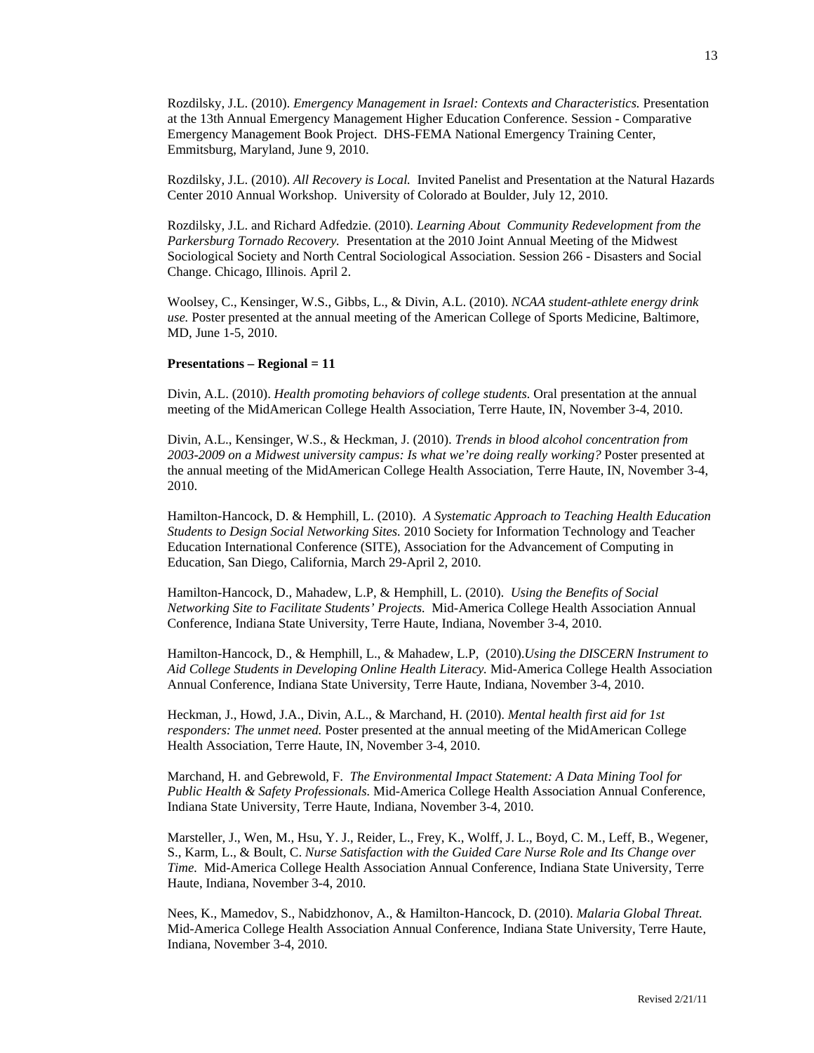Rozdilsky, J.L. (2010). *Emergency Management in Israel: Contexts and Characteristics.* Presentation at the 13th Annual Emergency Management Higher Education Conference. Session - Comparative Emergency Management Book Project. DHS-FEMA National Emergency Training Center, Emmitsburg, Maryland, June 9, 2010.

Rozdilsky, J.L. (2010). *All Recovery is Local.* Invited Panelist and Presentation at the Natural Hazards Center 2010 Annual Workshop. University of Colorado at Boulder, July 12, 2010.

Rozdilsky, J.L. and Richard Adfedzie. (2010). *Learning About Community Redevelopment from the Parkersburg Tornado Recovery.* Presentation at the 2010 Joint Annual Meeting of the Midwest Sociological Society and North Central Sociological Association. Session 266 - Disasters and Social Change. Chicago, Illinois. April 2.

Woolsey, C., Kensinger, W.S., Gibbs, L., & Divin, A.L. (2010). *NCAA student-athlete energy drink use.* Poster presented at the annual meeting of the American College of Sports Medicine, Baltimore, MD, June 1-5, 2010.

**Presentations – Regional = 11**

Divin, A.L. (2010). *Health promoting behaviors of college students.* Oral presentation at the annual meeting of the MidAmerican College Health Association, Terre Haute, IN, November 3-4, 2010.

Divin, A.L., Kensinger, W.S., & Heckman, J. (2010). *Trends in blood alcohol concentration from 2003-2009 on a Midwest university campus: Is what we're doing really working?* Poster presented at the annual meeting of the MidAmerican College Health Association, Terre Haute, IN, November 3-4, 2010.

Hamilton-Hancock, D. & Hemphill, L. (2010). *A Systematic Approach to Teaching Health Education Students to Design Social Networking Sites.* 2010 Society for Information Technology and Teacher Education International Conference (SITE), Association for the Advancement of Computing in Education, San Diego, California, March 29-April 2, 2010.

Hamilton-Hancock, D., Mahadew, L.P, & Hemphill, L. (2010). *Using the Benefits of Social Networking Site to Facilitate Students' Projects.* Mid-America College Health Association Annual Conference, Indiana State University, Terre Haute, Indiana, November 3-4, 2010.

Hamilton-Hancock, D., & Hemphill, L., & Mahadew, L.P, (2010).*Using the DISCERN Instrument to Aid College Students in Developing Online Health Literacy.* Mid-America College Health Association Annual Conference, Indiana State University, Terre Haute, Indiana, November 3-4, 2010.

Heckman, J., Howd, J.A., Divin, A.L., & Marchand, H. (2010). *Mental health first aid for 1st responders: The unmet need.* Poster presented at the annual meeting of the MidAmerican College Health Association, Terre Haute, IN, November 3-4, 2010.

Marchand, H. and Gebrewold, F. *The Environmental Impact Statement: A Data Mining Tool for Public Health & Safety Professionals.* Mid-America College Health Association Annual Conference, Indiana State University, Terre Haute, Indiana, November 3-4, 2010.

Marsteller, J., Wen, M., Hsu, Y. J., Reider, L., Frey, K., Wolff, J. L., Boyd, C. M., Leff, B., Wegener, S., Karm, L., & Boult, C. *Nurse Satisfaction with the Guided Care Nurse Role and Its Change over Time.* Mid-America College Health Association Annual Conference, Indiana State University, Terre Haute, Indiana, November 3-4, 2010.

Nees, K., Mamedov, S., Nabidzhonov, A., & Hamilton-Hancock, D. (2010). *Malaria Global Threat.* Mid-America College Health Association Annual Conference, Indiana State University, Terre Haute, Indiana, November 3-4, 2010.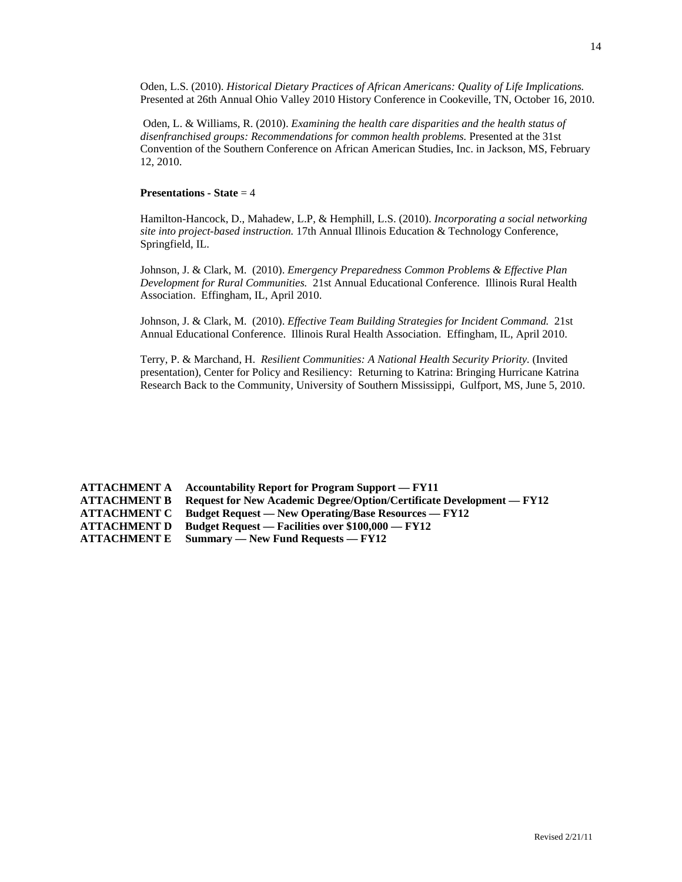Oden, L.S. (2010). *Historical Dietary Practices of African Americans: Quality of Life Implications.* Presented at 26th Annual Ohio Valley 2010 History Conference in Cookeville, TN, October 16, 2010.

Oden, L. & Williams, R. (2010). *Examining the health care disparities and the health status of disenfranchised groups: Recommendations for common health problems.* Presented at the 31st Convention of the Southern Conference on African American Studies, Inc. in Jackson, MS, February 12, 2010.

**Presentations - State** = 4

Hamilton-Hancock, D., Mahadew, L.P, & Hemphill, L.S. (2010). *Incorporating a social networking site into project-based instruction.* 17th Annual Illinois Education & Technology Conference, Springfield, IL.

Johnson, J. & Clark, M. (2010). *Emergency Preparedness Common Problems & Effective Plan Development for Rural Communities.* 21st Annual Educational Conference. Illinois Rural Health Association. Effingham, IL, April 2010.

Johnson, J. & Clark, M. (2010). *Effective Team Building Strategies for Incident Command.* 21st Annual Educational Conference. Illinois Rural Health Association. Effingham, IL, April 2010.

Terry, P. & Marchand, H. *Resilient Communities: A National Health Security Priority.* (Invited presentation), Center for Policy and Resiliency: Returning to Katrina: Bringing Hurricane Katrina Research Back to the Community, University of Southern Mississippi, Gulfport, MS, June 5, 2010.

**ATTACHMENT A Accountability Report for Program Support — FY11**
**ATTACHMENT B Request for New Academic Degree/Option/Certificate Development — FY12**
**ATTACHMENT C Budget Request — New Operating/Base Resources — FY12**
**ATTACHMENT D Budget Request — Facilities over $100,000 — FY12**
**ATTACHMENT E Summary — New Fund Requests — FY12**

Revised 2/21/11